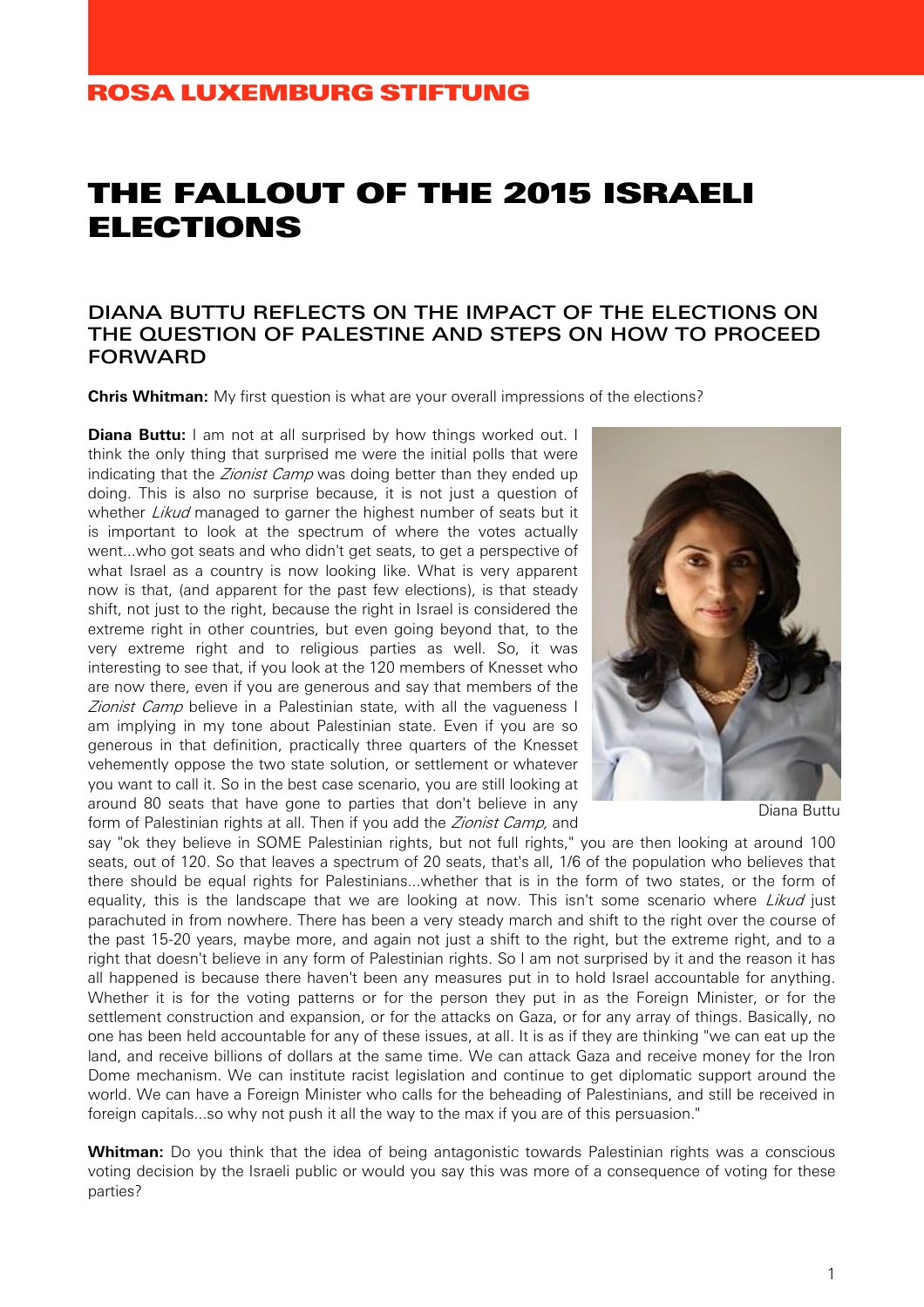ROSA LUXEMBURG STIFTUNG

# THE FALLOUT OF THE 2015 ISRAELI ELECTIONS

## DIANA BUTTU REFLECTS ON THE IMPACT OF THE ELECTIONS ON THE QUESTION OF PALESTINE AND STEPS ON HOW TO PROCEED FORWARD

**Chris Whitman:** My first question is what are your overall impressions of the elections?

**Diana Buttu:** I am not at all surprised by how things worked out. I think the only thing that surprised me were the initial polls that were indicating that the *Zionist Camp* was doing better than they ended up doing. This is also no surprise because, it is not just a question of whether *Likud* managed to garner the highest number of seats but it is important to look at the spectrum of where the votes actually went...who got seats and who didn't get seats, to get a perspective of what Israel as a country is now looking like. What is very apparent now is that, (and apparent for the past few elections), is that steady shift, not just to the right, because the right in Israel is considered the extreme right in other countries, but even going beyond that, to the very extreme right and to religious parties as well. So, it was interesting to see that, if you look at the 120 members of Knesset who are now there, even if you are generous and say that members of the *Zionist Camp* believe in a Palestinian state, with all the vagueness I am implying in my tone about Palestinian state. Even if you are so generous in that definition, practically three quarters of the Knesset vehemently oppose the two state solution, or settlement or whatever you want to call it. So in the best case scenario, you are still looking at around 80 seats that have gone to parties that don't believe in any form of Palestinian rights at all. Then if you add the *Zionist Camp,* and say "ok they believe in SOME Palestinian rights, but not full rights," you are then looking at around 100 seats, out of 120. So that leaves a spectrum of 20 seats, that's all, 1/6 of the population who believes that there should be equal rights for Palestinians...whether that is in the form of two states, or the form of equality, this is the landscape that we are looking at now. This isn't some scenario where *Likud* just parachuted in from nowhere. There has been a very steady march and shift to the right over the course of the past 15-20 years, maybe more, and again not just a shift to the right, but the extreme right, and to a right that doesn't believe in any form of Palestinian rights. So I am not surprised by it and the reason it has all happened is because there haven't been any measures put in to hold Israel accountable for anything. Whether it is for the voting patterns or for the person they put in as the Foreign Minister, or for the settlement construction and expansion, or for the attacks on Gaza, or for any array of things. Basically, no one has been held accountable for any of these issues, at all. It is as if they are thinking "we can eat up the land, and receive billions of dollars at the same time. We can attack Gaza and receive money for the Iron Dome mechanism. We can institute racist legislation and continue to get diplomatic support around the world. We can have a Foreign Minister who calls for the beheading of Palestinians, and still be received in foreign capitals...so why not push it all the way to the max if you are of this persuasion."

Diana Buttu

**Whitman:** Do you think that the idea of being antagonistic towards Palestinian rights was a conscious voting decision by the Israeli public or would you say this was more of a consequence of voting for these parties?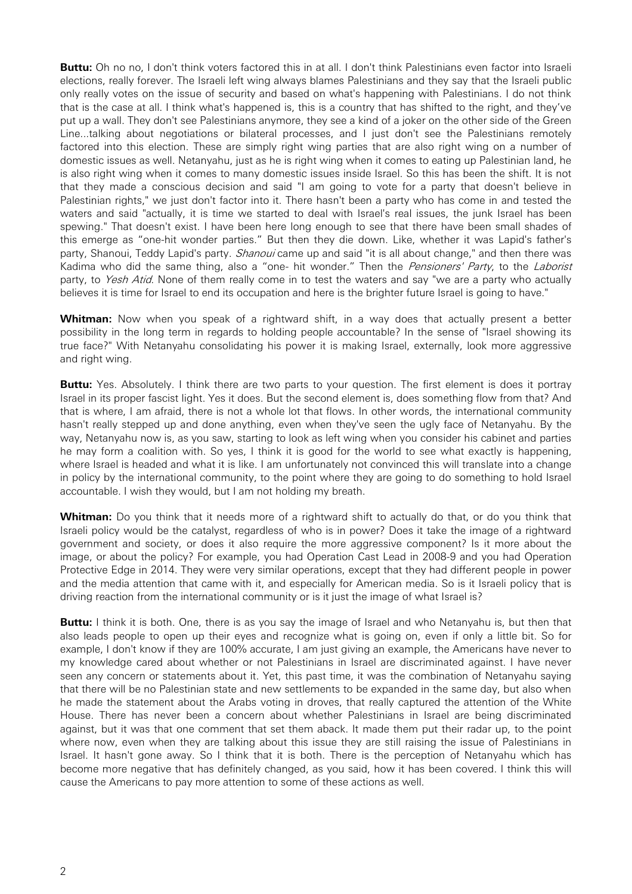**Buttu:** Oh no no, I don't think voters factored this in at all. I don't think Palestinians even factor into Israeli elections, really forever. The Israeli left wing always blames Palestinians and they say that the Israeli public only really votes on the issue of security and based on what's happening with Palestinians. I do not think that is the case at all. I think what's happened is, this is a country that has shifted to the right, and they've put up a wall. They don't see Palestinians anymore, they see a kind of a joker on the other side of the Green Line...talking about negotiations or bilateral processes, and I just don't see the Palestinians remotely factored into this election. These are simply right wing parties that are also right wing on a number of domestic issues as well. Netanyahu, just as he is right wing when it comes to eating up Palestinian land, he is also right wing when it comes to many domestic issues inside Israel. So this has been the shift. It is not that they made a conscious decision and said "I am going to vote for a party that doesn't believe in Palestinian rights," we just don't factor into it. There hasn't been a party who has come in and tested the waters and said "actually, it is time we started to deal with Israel's real issues, the junk Israel has been spewing." That doesn't exist. I have been here long enough to see that there have been small shades of this emerge as "one-hit wonder parties." But then they die down. Like, whether it was Lapid's father's party, Shanoui, Teddy Lapid's party. *Shanoui* came up and said "it is all about change," and then there was Kadima who did the same thing, also a "one- hit wonder." Then the *Pensioners' Party*, to the *Laborist* party, to *Yesh Atid*. None of them really come in to test the waters and say "we are a party who actually believes it is time for Israel to end its occupation and here is the brighter future Israel is going to have."

**Whitman:** Now when you speak of a rightward shift, in a way does that actually present a better possibility in the long term in regards to holding people accountable? In the sense of "Israel showing its true face?" With Netanyahu consolidating his power it is making Israel, externally, look more aggressive and right wing.

**Buttu:** Yes. Absolutely. I think there are two parts to your question. The first element is does it portray Israel in its proper fascist light. Yes it does. But the second element is, does something flow from that? And that is where, I am afraid, there is not a whole lot that flows. In other words, the international community hasn't really stepped up and done anything, even when they've seen the ugly face of Netanyahu. By the way, Netanyahu now is, as you saw, starting to look as left wing when you consider his cabinet and parties he may form a coalition with. So yes, I think it is good for the world to see what exactly is happening, where Israel is headed and what it is like. I am unfortunately not convinced this will translate into a change in policy by the international community, to the point where they are going to do something to hold Israel accountable. I wish they would, but I am not holding my breath.

**Whitman:** Do you think that it needs more of a rightward shift to actually do that, or do you think that Israeli policy would be the catalyst, regardless of who is in power? Does it take the image of a rightward government and society, or does it also require the more aggressive component? Is it more about the image, or about the policy? For example, you had Operation Cast Lead in 2008-9 and you had Operation Protective Edge in 2014. They were very similar operations, except that they had different people in power and the media attention that came with it, and especially for American media. So is it Israeli policy that is driving reaction from the international community or is it just the image of what Israel is?

**Buttu:** I think it is both. One, there is as you say the image of Israel and who Netanyahu is, but then that also leads people to open up their eyes and recognize what is going on, even if only a little bit. So for example, I don't know if they are 100% accurate, I am just giving an example, the Americans have never to my knowledge cared about whether or not Palestinians in Israel are discriminated against. I have never seen any concern or statements about it. Yet, this past time, it was the combination of Netanyahu saying that there will be no Palestinian state and new settlements to be expanded in the same day, but also when he made the statement about the Arabs voting in droves, that really captured the attention of the White House. There has never been a concern about whether Palestinians in Israel are being discriminated against, but it was that one comment that set them aback. It made them put their radar up, to the point where now, even when they are talking about this issue they are still raising the issue of Palestinians in Israel. It hasn't gone away. So I think that it is both. There is the perception of Netanyahu which has become more negative that has definitely changed, as you said, how it has been covered. I think this will cause the Americans to pay more attention to some of these actions as well.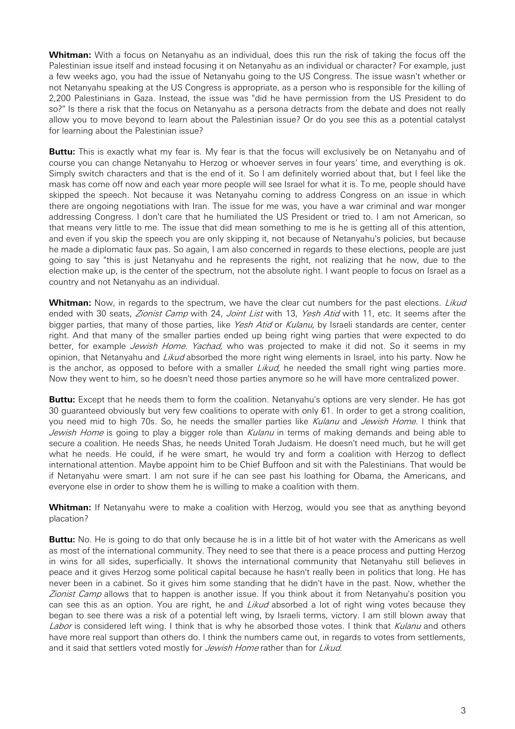**Whitman:** With a focus on Netanyahu as an individual, does this run the risk of taking the focus off the Palestinian issue itself and instead focusing it on Netanyahu as an individual or character? For example, just a few weeks ago, you had the issue of Netanyahu going to the US Congress. The issue wasn't whether or not Netanyahu speaking at the US Congress is appropriate, as a person who is responsible for the killing of 2,200 Palestinians in Gaza. Instead, the issue was "did he have permission from the US President to do so?" Is there a risk that the focus on Netanyahu as a persona detracts from the debate and does not really allow you to move beyond to learn about the Palestinian issue? Or do you see this as a potential catalyst for learning about the Palestinian issue?

**Buttu:** This is exactly what my fear is. My fear is that the focus will exclusively be on Netanyahu and of course you can change Netanyahu to Herzog or whoever serves in four years' time, and everything is ok. Simply switch characters and that is the end of it. So I am definitely worried about that, but I feel like the mask has come off now and each year more people will see Israel for what it is. To me, people should have skipped the speech. Not because it was Netanyahu coming to address Congress on an issue in which there are ongoing negotiations with Iran. The issue for me was, you have a war criminal and war monger addressing Congress. I don't care that he humiliated the US President or tried to. I am not American, so that means very little to me. The issue that did mean something to me is he is getting all of this attention, and even if you skip the speech you are only skipping it, not because of Netanyahu's policies, but because he made a diplomatic faux pas. So again, I am also concerned in regards to these elections, people are just going to say "this is just Netanyahu and he represents the right, not realizing that he now, due to the election make up, is the center of the spectrum, not the absolute right. I want people to focus on Israel as a country and not Netanyahu as an individual.

**Whitman:** Now, in regards to the spectrum, we have the clear cut numbers for the past elections. *Likud* ended with 30 seats, *Zionist Camp* with 24, *Joint List* with 13, *Yesh Atid* with 11, etc. It seems after the bigger parties, that many of those parties, like *Yesh Atid* or *Kulanu*, by Israeli standards are center, center right. And that many of the smaller parties ended up being right wing parties that were expected to do better, for example *Jewish Home*. *Yachad,* who was projected to make it did not. So it seems in my opinion, that Netanyahu and *Likud* absorbed the more right wing elements in Israel, into his party. Now he is the anchor, as opposed to before with a smaller *Likud*, he needed the small right wing parties more. Now they went to him, so he doesn't need those parties anymore so he will have more centralized power.

**Buttu:** Except that he needs them to form the coalition. Netanyahu's options are very slender. He has got 30 guaranteed obviously but very few coalitions to operate with only 61. In order to get a strong coalition, you need mid to high 70s. So, he needs the smaller parties like *Kulanu* and *Jewish Home*. I think that *Jewish Home* is going to play a bigger role than *Kulanu* in terms of making demands and being able to secure a coalition. He needs Shas, he needs United Torah Judaism. He doesn't need much, but he will get what he needs. He could, if he were smart, he would try and form a coalition with Herzog to deflect international attention. Maybe appoint him to be Chief Buffoon and sit with the Palestinians. That would be if Netanyahu were smart. I am not sure if he can see past his loathing for Obama, the Americans, and everyone else in order to show them he is willing to make a coalition with them.

**Whitman:** If Netanyahu were to make a coalition with Herzog, would you see that as anything beyond placation?

**Buttu:** No. He is going to do that only because he is in a little bit of hot water with the Americans as well as most of the international community. They need to see that there is a peace process and putting Herzog in wins for all sides, superficially. It shows the international community that Netanyahu still believes in peace and it gives Herzog some political capital because he hasn't really been in politics that long. He has never been in a cabinet. So it gives him some standing that he didn't have in the past. Now, whether the *Zionist Camp* allows that to happen is another issue. If you think about it from Netanyahu's position you can see this as an option. You are right, he and *Likud* absorbed a lot of right wing votes because they began to see there was a risk of a potential left wing, by Israeli terms, victory. I am still blown away that *Labor* is considered left wing. I think that is why he absorbed those votes. I think that *Kulanu* and others have more real support than others do. I think the numbers came out, in regards to votes from settlements, and it said that settlers voted mostly for *Jewish Home* rather than for *Likud*.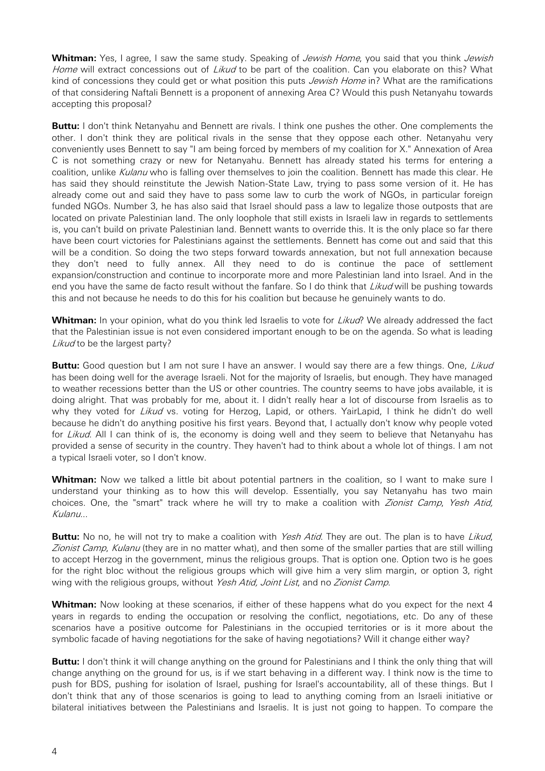**Whitman:** Yes, I agree, I saw the same study. Speaking of *Jewish Home*, you said that you think *Jewish Home* will extract concessions out of *Likud* to be part of the coalition. Can you elaborate on this? What kind of concessions they could get or what position this puts *Jewish Home* in? What are the ramifications of that considering Naftali Bennett is a proponent of annexing Area C? Would this push Netanyahu towards accepting this proposal?

**Buttu:** I don't think Netanyahu and Bennett are rivals. I think one pushes the other. One complements the other. I don't think they are political rivals in the sense that they oppose each other. Netanyahu very conveniently uses Bennett to say "I am being forced by members of my coalition for X." Annexation of Area C is not something crazy or new for Netanyahu. Bennett has already stated his terms for entering a coalition, unlike *Kulanu* who is falling over themselves to join the coalition. Bennett has made this clear. He has said they should reinstitute the Jewish Nation-State Law, trying to pass some version of it. He has already come out and said they have to pass some law to curb the work of NGOs, in particular foreign funded NGOs. Number 3, he has also said that Israel should pass a law to legalize those outposts that are located on private Palestinian land. The only loophole that still exists in Israeli law in regards to settlements is, you can't build on private Palestinian land. Bennett wants to override this. It is the only place so far there have been court victories for Palestinians against the settlements. Bennett has come out and said that this will be a condition. So doing the two steps forward towards annexation, but not full annexation because they don't need to fully annex. All they need to do is continue the pace of settlement expansion/construction and continue to incorporate more and more Palestinian land into Israel. And in the end you have the same de facto result without the fanfare. So I do think that *Likud* will be pushing towards this and not because he needs to do this for his coalition but because he genuinely wants to do.

**Whitman:** In your opinion, what do you think led Israelis to vote for *Likud*? We already addressed the fact that the Palestinian issue is not even considered important enough to be on the agenda. So what is leading *Likud* to be the largest party?

**Buttu:** Good question but I am not sure I have an answer. I would say there are a few things. One, *Likud* has been doing well for the average Israeli. Not for the majority of Israelis, but enough. They have managed to weather recessions better than the US or other countries. The country seems to have jobs available, it is doing alright. That was probably for me, about it. I didn't really hear a lot of discourse from Israelis as to why they voted for *Likud* vs. voting for Herzog, Lapid, or others. YairLapid, I think he didn't do well because he didn't do anything positive his first years. Beyond that, I actually don't know why people voted for *Likud*. All I can think of is, the economy is doing well and they seem to believe that Netanyahu has provided a sense of security in the country. They haven't had to think about a whole lot of things. I am not a typical Israeli voter, so I don't know.

**Whitman:** Now we talked a little bit about potential partners in the coalition, so I want to make sure I understand your thinking as to how this will develop. Essentially, you say Netanyahu has two main choices. One, the "smart" track where he will try to make a coalition with *Zionist Camp*, *Yesh Atid*, *Kulanu*...

**Buttu:** No no, he will not try to make a coalition with *Yesh Atid*. They are out. The plan is to have *Likud*, *Zionist Camp*, *Kulanu* (they are in no matter what), and then some of the smaller parties that are still willing to accept Herzog in the government, minus the religious groups. That is option one. Option two is he goes for the right bloc without the religious groups which will give him a very slim margin, or option 3, right wing with the religious groups, without *Yesh Atid*, *Joint List*, and no *Zionist Camp*.

**Whitman:** Now looking at these scenarios, if either of these happens what do you expect for the next 4 years in regards to ending the occupation or resolving the conflict, negotiations, etc. Do any of these scenarios have a positive outcome for Palestinians in the occupied territories or is it more about the symbolic facade of having negotiations for the sake of having negotiations? Will it change either way?

**Buttu:** I don't think it will change anything on the ground for Palestinians and I think the only thing that will change anything on the ground for us, is if we start behaving in a different way. I think now is the time to push for BDS, pushing for isolation of Israel, pushing for Israel's accountability, all of these things. But I don't think that any of those scenarios is going to lead to anything coming from an Israeli initiative or bilateral initiatives between the Palestinians and Israelis. It is just not going to happen. To compare the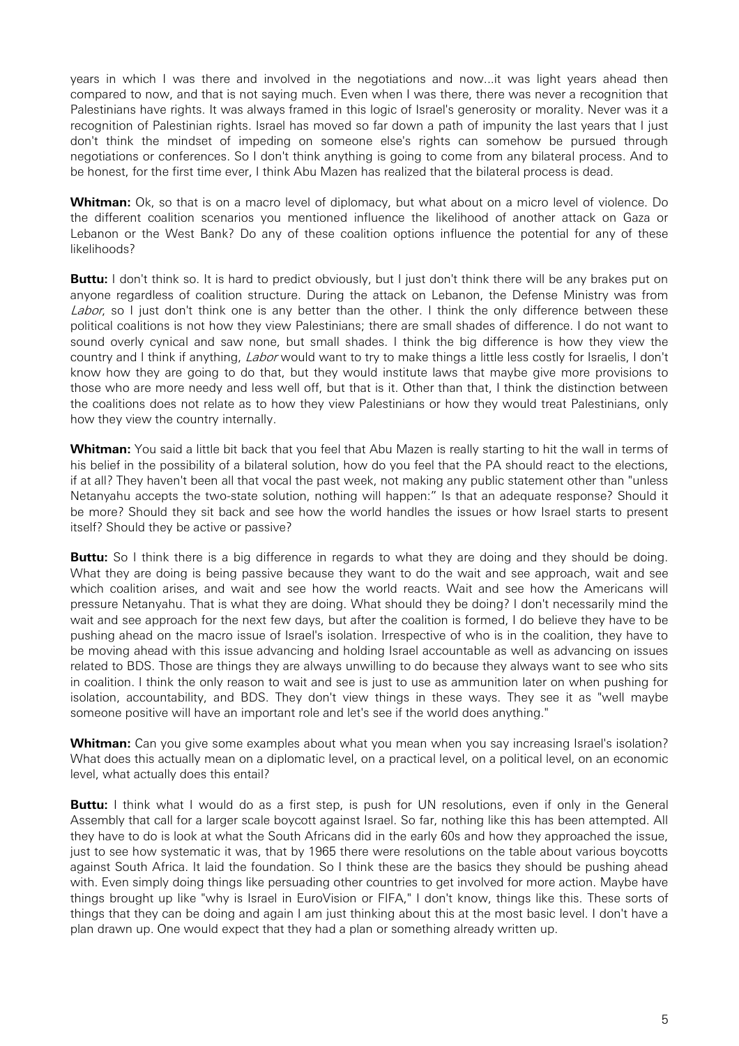years in which I was there and involved in the negotiations and now...it was light years ahead then compared to now, and that is not saying much. Even when I was there, there was never a recognition that Palestinians have rights. It was always framed in this logic of Israel's generosity or morality. Never was it a recognition of Palestinian rights. Israel has moved so far down a path of impunity the last years that I just don't think the mindset of impeding on someone else's rights can somehow be pursued through negotiations or conferences. So I don't think anything is going to come from any bilateral process. And to be honest, for the first time ever, I think Abu Mazen has realized that the bilateral process is dead.

**Whitman:** Ok, so that is on a macro level of diplomacy, but what about on a micro level of violence. Do the different coalition scenarios you mentioned influence the likelihood of another attack on Gaza or Lebanon or the West Bank? Do any of these coalition options influence the potential for any of these likelihoods?

**Buttu:** I don't think so. It is hard to predict obviously, but I just don't think there will be any brakes put on anyone regardless of coalition structure. During the attack on Lebanon, the Defense Ministry was from *Labor*, so I just don't think one is any better than the other. I think the only difference between these political coalitions is not how they view Palestinians; there are small shades of difference. I do not want to sound overly cynical and saw none, but small shades. I think the big difference is how they view the country and I think if anything, *Labor* would want to try to make things a little less costly for Israelis, I don't know how they are going to do that, but they would institute laws that maybe give more provisions to those who are more needy and less well off, but that is it. Other than that, I think the distinction between the coalitions does not relate as to how they view Palestinians or how they would treat Palestinians, only how they view the country internally.

**Whitman:** You said a little bit back that you feel that Abu Mazen is really starting to hit the wall in terms of his belief in the possibility of a bilateral solution, how do you feel that the PA should react to the elections, if at all? They haven't been all that vocal the past week, not making any public statement other than "unless Netanyahu accepts the two-state solution, nothing will happen:" Is that an adequate response? Should it be more? Should they sit back and see how the world handles the issues or how Israel starts to present itself? Should they be active or passive?

**Buttu:** So I think there is a big difference in regards to what they are doing and they should be doing. What they are doing is being passive because they want to do the wait and see approach, wait and see which coalition arises, and wait and see how the world reacts. Wait and see how the Americans will pressure Netanyahu. That is what they are doing. What should they be doing? I don't necessarily mind the wait and see approach for the next few days, but after the coalition is formed, I do believe they have to be pushing ahead on the macro issue of Israel's isolation. Irrespective of who is in the coalition, they have to be moving ahead with this issue advancing and holding Israel accountable as well as advancing on issues related to BDS. Those are things they are always unwilling to do because they always want to see who sits in coalition. I think the only reason to wait and see is just to use as ammunition later on when pushing for isolation, accountability, and BDS. They don't view things in these ways. They see it as "well maybe someone positive will have an important role and let's see if the world does anything."

**Whitman:** Can you give some examples about what you mean when you say increasing Israel's isolation? What does this actually mean on a diplomatic level, on a practical level, on a political level, on an economic level, what actually does this entail?

**Buttu:** I think what I would do as a first step, is push for UN resolutions, even if only in the General Assembly that call for a larger scale boycott against Israel. So far, nothing like this has been attempted. All they have to do is look at what the South Africans did in the early 60s and how they approached the issue, just to see how systematic it was, that by 1965 there were resolutions on the table about various boycotts against South Africa. It laid the foundation. So I think these are the basics they should be pushing ahead with. Even simply doing things like persuading other countries to get involved for more action. Maybe have things brought up like "why is Israel in EuroVision or FIFA," I don't know, things like this. These sorts of things that they can be doing and again I am just thinking about this at the most basic level. I don't have a plan drawn up. One would expect that they had a plan or something already written up.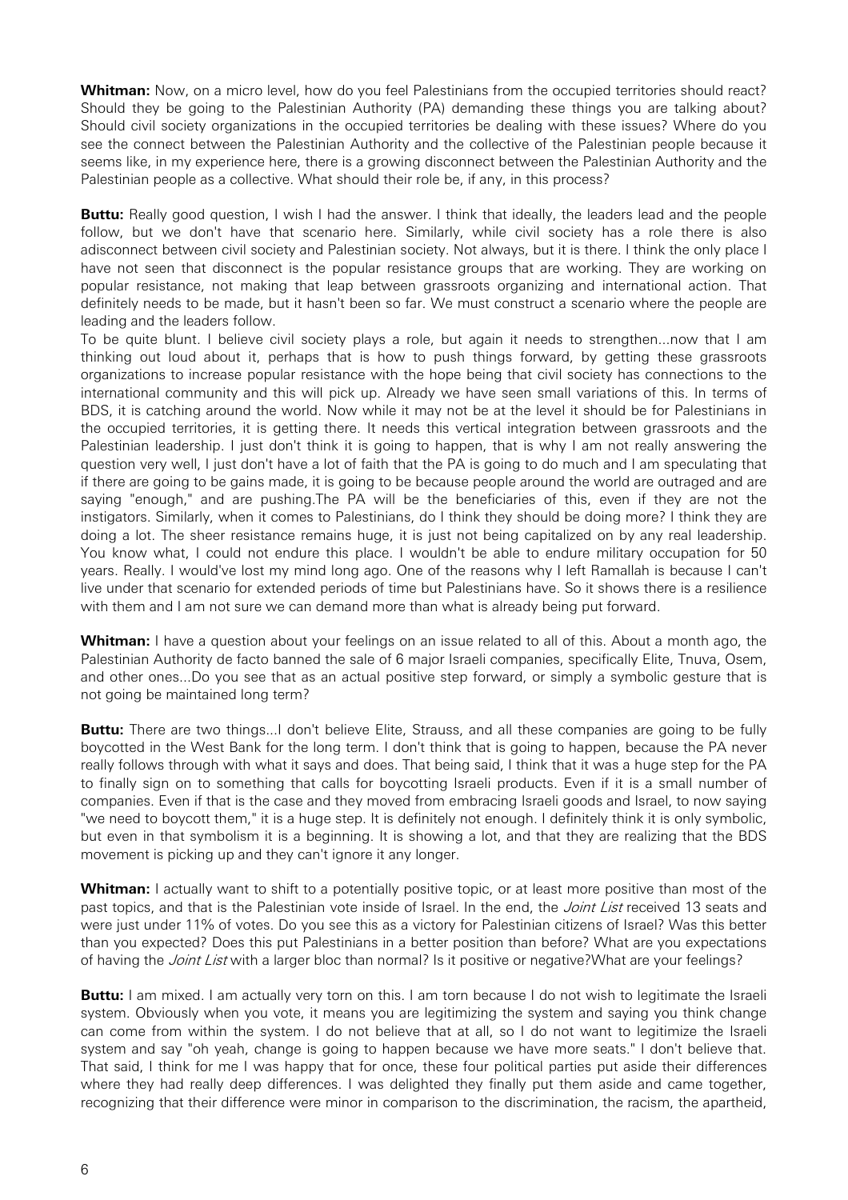**Whitman:** Now, on a micro level, how do you feel Palestinians from the occupied territories should react? Should they be going to the Palestinian Authority (PA) demanding these things you are talking about? Should civil society organizations in the occupied territories be dealing with these issues? Where do you see the connect between the Palestinian Authority and the collective of the Palestinian people because it seems like, in my experience here, there is a growing disconnect between the Palestinian Authority and the Palestinian people as a collective. What should their role be, if any, in this process?

**Buttu:** Really good question, I wish I had the answer. I think that ideally, the leaders lead and the people follow, but we don't have that scenario here. Similarly, while civil society has a role there is also adisconnect between civil society and Palestinian society. Not always, but it is there. I think the only place I have not seen that disconnect is the popular resistance groups that are working. They are working on popular resistance, not making that leap between grassroots organizing and international action. That definitely needs to be made, but it hasn't been so far. We must construct a scenario where the people are leading and the leaders follow.

To be quite blunt. I believe civil society plays a role, but again it needs to strengthen...now that I am thinking out loud about it, perhaps that is how to push things forward, by getting these grassroots organizations to increase popular resistance with the hope being that civil society has connections to the international community and this will pick up. Already we have seen small variations of this. In terms of BDS, it is catching around the world. Now while it may not be at the level it should be for Palestinians in the occupied territories, it is getting there. It needs this vertical integration between grassroots and the Palestinian leadership. I just don't think it is going to happen, that is why I am not really answering the question very well, I just don't have a lot of faith that the PA is going to do much and I am speculating that if there are going to be gains made, it is going to be because people around the world are outraged and are saying "enough," and are pushing.The PA will be the beneficiaries of this, even if they are not the instigators. Similarly, when it comes to Palestinians, do I think they should be doing more? I think they are doing a lot. The sheer resistance remains huge, it is just not being capitalized on by any real leadership. You know what, I could not endure this place. I wouldn't be able to endure military occupation for 50 years. Really. I would've lost my mind long ago. One of the reasons why I left Ramallah is because I can't live under that scenario for extended periods of time but Palestinians have. So it shows there is a resilience with them and I am not sure we can demand more than what is already being put forward.

**Whitman:** I have a question about your feelings on an issue related to all of this. About a month ago, the Palestinian Authority de facto banned the sale of 6 major Israeli companies, specifically Elite, Tnuva, Osem, and other ones...Do you see that as an actual positive step forward, or simply a symbolic gesture that is not going be maintained long term?

**Buttu:** There are two things...I don't believe Elite, Strauss, and all these companies are going to be fully boycotted in the West Bank for the long term. I don't think that is going to happen, because the PA never really follows through with what it says and does. That being said, I think that it was a huge step for the PA to finally sign on to something that calls for boycotting Israeli products. Even if it is a small number of companies. Even if that is the case and they moved from embracing Israeli goods and Israel, to now saying "we need to boycott them," it is a huge step. It is definitely not enough. I definitely think it is only symbolic, but even in that symbolism it is a beginning. It is showing a lot, and that they are realizing that the BDS movement is picking up and they can't ignore it any longer.

**Whitman:** I actually want to shift to a potentially positive topic, or at least more positive than most of the past topics, and that is the Palestinian vote inside of Israel. In the end, the *Joint List* received 13 seats and were just under 11% of votes. Do you see this as a victory for Palestinian citizens of Israel? Was this better than you expected? Does this put Palestinians in a better position than before? What are you expectations of having the *Joint List* with a larger bloc than normal? Is it positive or negative?What are your feelings?

**Buttu:** I am mixed. I am actually very torn on this. I am torn because I do not wish to legitimate the Israeli system. Obviously when you vote, it means you are legitimizing the system and saying you think change can come from within the system. I do not believe that at all, so I do not want to legitimize the Israeli system and say "oh yeah, change is going to happen because we have more seats." I don't believe that. That said, I think for me I was happy that for once, these four political parties put aside their differences where they had really deep differences. I was delighted they finally put them aside and came together, recognizing that their difference were minor in comparison to the discrimination, the racism, the apartheid,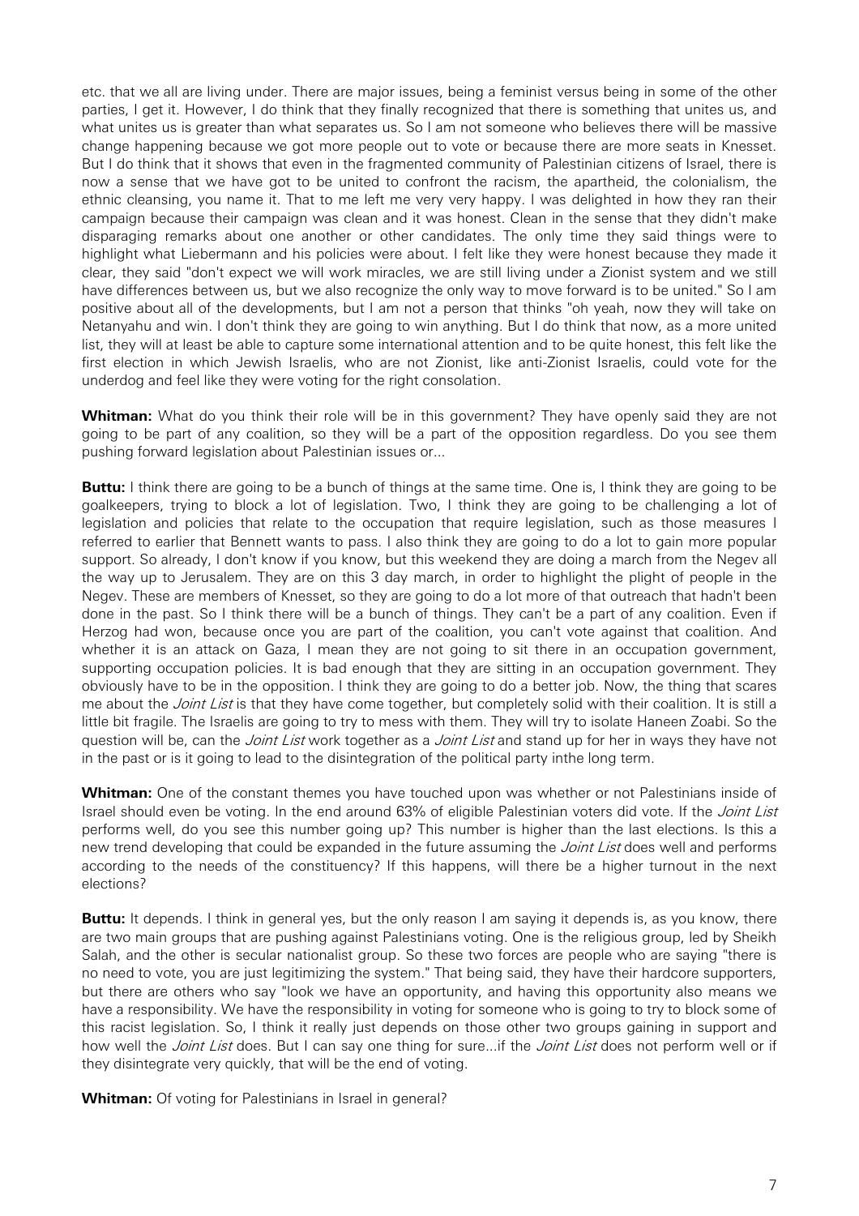etc. that we all are living under. There are major issues, being a feminist versus being in some of the other parties, I get it. However, I do think that they finally recognized that there is something that unites us, and what unites us is greater than what separates us. So I am not someone who believes there will be massive change happening because we got more people out to vote or because there are more seats in Knesset. But I do think that it shows that even in the fragmented community of Palestinian citizens of Israel, there is now a sense that we have got to be united to confront the racism, the apartheid, the colonialism, the ethnic cleansing, you name it. That to me left me very very happy. I was delighted in how they ran their campaign because their campaign was clean and it was honest. Clean in the sense that they didn't make disparaging remarks about one another or other candidates. The only time they said things were to highlight what Liebermann and his policies were about. I felt like they were honest because they made it clear, they said "don't expect we will work miracles, we are still living under a Zionist system and we still have differences between us, but we also recognize the only way to move forward is to be united." So I am positive about all of the developments, but I am not a person that thinks "oh yeah, now they will take on Netanyahu and win. I don't think they are going to win anything. But I do think that now, as a more united list, they will at least be able to capture some international attention and to be quite honest, this felt like the first election in which Jewish Israelis, who are not Zionist, like anti-Zionist Israelis, could vote for the underdog and feel like they were voting for the right consolation.

**Whitman:** What do you think their role will be in this government? They have openly said they are not going to be part of any coalition, so they will be a part of the opposition regardless. Do you see them pushing forward legislation about Palestinian issues or...

**Buttu:** I think there are going to be a bunch of things at the same time. One is, I think they are going to be goalkeepers, trying to block a lot of legislation. Two, I think they are going to be challenging a lot of legislation and policies that relate to the occupation that require legislation, such as those measures I referred to earlier that Bennett wants to pass. I also think they are going to do a lot to gain more popular support. So already, I don't know if you know, but this weekend they are doing a march from the Negev all the way up to Jerusalem. They are on this 3 day march, in order to highlight the plight of people in the Negev. These are members of Knesset, so they are going to do a lot more of that outreach that hadn't been done in the past. So I think there will be a bunch of things. They can't be a part of any coalition. Even if Herzog had won, because once you are part of the coalition, you can't vote against that coalition. And whether it is an attack on Gaza, I mean they are not going to sit there in an occupation government, supporting occupation policies. It is bad enough that they are sitting in an occupation government. They obviously have to be in the opposition. I think they are going to do a better job. Now, the thing that scares me about the *Joint List* is that they have come together, but completely solid with their coalition. It is still a little bit fragile. The Israelis are going to try to mess with them. They will try to isolate Haneen Zoabi. So the question will be, can the *Joint List* work together as a *Joint List* and stand up for her in ways they have not in the past or is it going to lead to the disintegration of the political party inthe long term.

**Whitman:** One of the constant themes you have touched upon was whether or not Palestinians inside of Israel should even be voting. In the end around 63% of eligible Palestinian voters did vote. If the *Joint List* performs well, do you see this number going up? This number is higher than the last elections. Is this a new trend developing that could be expanded in the future assuming the *Joint List* does well and performs according to the needs of the constituency? If this happens, will there be a higher turnout in the next elections?

**Buttu:** It depends. I think in general yes, but the only reason I am saying it depends is, as you know, there are two main groups that are pushing against Palestinians voting. One is the religious group, led by Sheikh Salah, and the other is secular nationalist group. So these two forces are people who are saying "there is no need to vote, you are just legitimizing the system." That being said, they have their hardcore supporters, but there are others who say "look we have an opportunity, and having this opportunity also means we have a responsibility. We have the responsibility in voting for someone who is going to try to block some of this racist legislation. So, I think it really just depends on those other two groups gaining in support and how well the *Joint List* does. But I can say one thing for sure...if the *Joint List* does not perform well or if they disintegrate very quickly, that will be the end of voting.

**Whitman:** Of voting for Palestinians in Israel in general?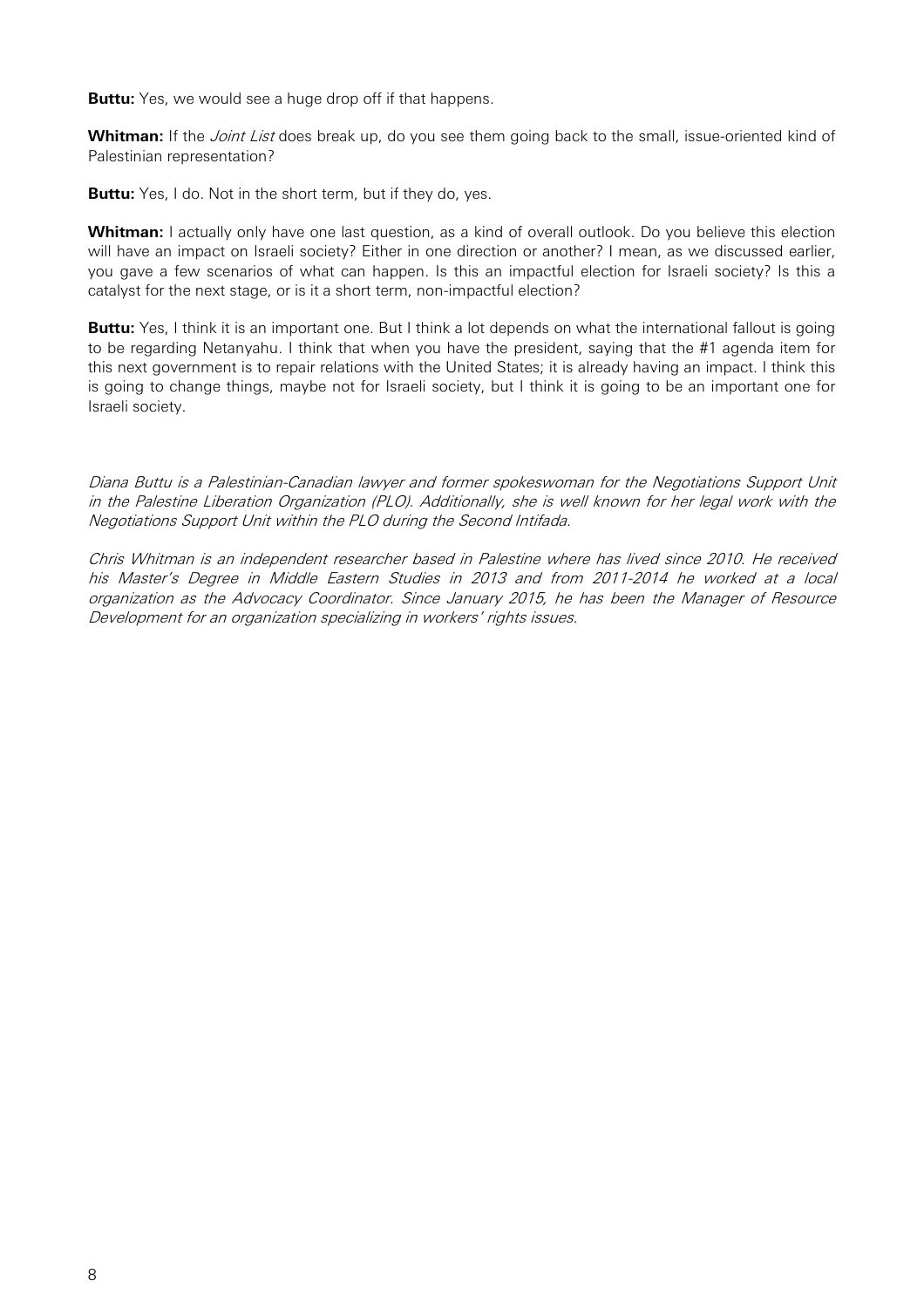**Buttu:** Yes, we would see a huge drop off if that happens.

**Whitman:** If the *Joint List* does break up, do you see them going back to the small, issue-oriented kind of Palestinian representation?

**Buttu:** Yes, I do. Not in the short term, but if they do, yes.

**Whitman:** I actually only have one last question, as a kind of overall outlook. Do you believe this election will have an impact on Israeli society? Either in one direction or another? I mean, as we discussed earlier, you gave a few scenarios of what can happen. Is this an impactful election for Israeli society? Is this a catalyst for the next stage, or is it a short term, non-impactful election?

**Buttu:** Yes, I think it is an important one. But I think a lot depends on what the international fallout is going to be regarding Netanyahu. I think that when you have the president, saying that the #1 agenda item for this next government is to repair relations with the United States; it is already having an impact. I think this is going to change things, maybe not for Israeli society, but I think it is going to be an important one for Israeli society.

*Diana Buttu is a Palestinian-Canadian lawyer and former spokeswoman for the Negotiations Support Unit in the Palestine Liberation Organization (PLO). Additionally, she is well known for her legal work with the Negotiations Support Unit within the PLO during the Second Intifada.*

*Chris Whitman is an independent researcher based in Palestine where has lived since 2010. He received his Master's Degree in Middle Eastern Studies in 2013 and from 2011-2014 he worked at a local organization as the Advocacy Coordinator. Since January 2015, he has been the Manager of Resource Development for an organization specializing in workers' rights issues.*